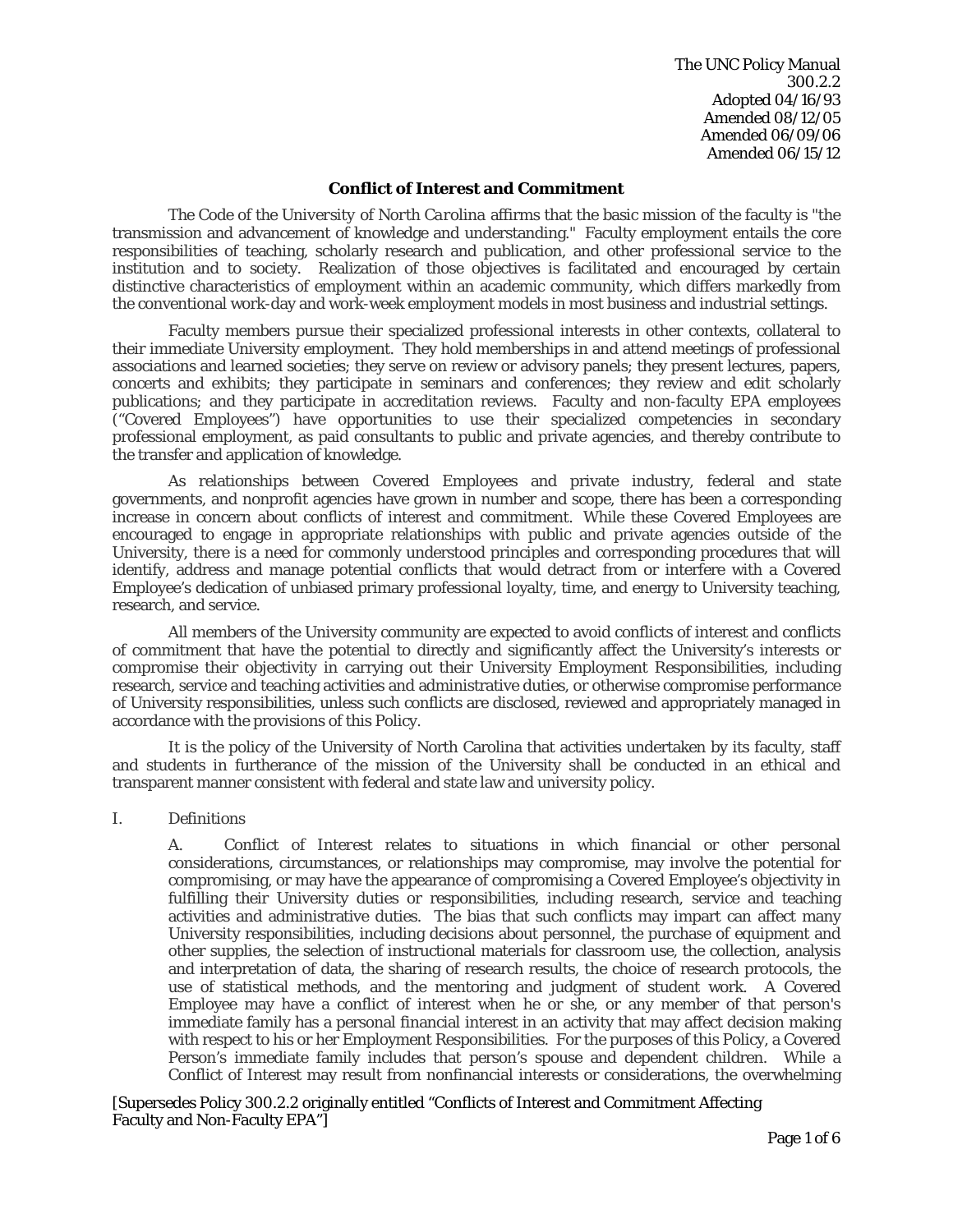The UNC Policy Manual
300.2.2
Adopted 04/16/93
Amended 08/12/05
Amended 06/09/06
Amended 06/15/12

## Conflict of Interest and Commitment

The *Code of the University of North Carolina* affirms that the basic mission of the faculty is "the transmission and advancement of knowledge and understanding." Faculty employment entails the core responsibilities of teaching, scholarly research and publication, and other professional service to the institution and to society. Realization of those objectives is facilitated and encouraged by certain distinctive characteristics of employment within an academic community, which differs markedly from the conventional work-day and work-week employment models in most business and industrial settings.

Faculty members pursue their specialized professional interests in other contexts, collateral to their immediate University employment. They hold memberships in and attend meetings of professional associations and learned societies; they serve on review or advisory panels; they present lectures, papers, concerts and exhibits; they participate in seminars and conferences; they review and edit scholarly publications; and they participate in accreditation reviews. Faculty and non-faculty EPA employees ("Covered Employees") have opportunities to use their specialized competencies in secondary professional employment, as paid consultants to public and private agencies, and thereby contribute to the transfer and application of knowledge.

As relationships between Covered Employees and private industry, federal and state governments, and nonprofit agencies have grown in number and scope, there has been a corresponding increase in concern about conflicts of interest and commitment. While these Covered Employees are encouraged to engage in appropriate relationships with public and private agencies outside of the University, there is a need for commonly understood principles and corresponding procedures that will identify, address and manage potential conflicts that would detract from or interfere with a Covered Employee's dedication of unbiased primary professional loyalty, time, and energy to University teaching, research, and service.

All members of the University community are expected to avoid conflicts of interest and conflicts of commitment that have the potential to directly and significantly affect the University's interests or compromise their objectivity in carrying out their University Employment Responsibilities, including research, service and teaching activities and administrative duties, or otherwise compromise performance of University responsibilities, unless such conflicts are disclosed, reviewed and appropriately managed in accordance with the provisions of this Policy.

It is the policy of the University of North Carolina that activities undertaken by its faculty, staff and students in furtherance of the mission of the University shall be conducted in an ethical and transparent manner consistent with federal and state law and university policy.

I. Definitions

A. Conflict of Interest relates to situations in which financial or other personal considerations, circumstances, or relationships may compromise, may involve the potential for compromising, or may have the appearance of compromising a Covered Employee's objectivity in fulfilling their University duties or responsibilities, including research, service and teaching activities and administrative duties. The bias that such conflicts may impart can affect many University responsibilities, including decisions about personnel, the purchase of equipment and other supplies, the selection of instructional materials for classroom use, the collection, analysis and interpretation of data, the sharing of research results, the choice of research protocols, the use of statistical methods, and the mentoring and judgment of student work. A Covered Employee may have a conflict of interest when he or she, or any member of that person's immediate family has a personal financial interest in an activity that may affect decision making with respect to his or her Employment Responsibilities. For the purposes of this Policy, a Covered Person's immediate family includes that person's spouse and dependent children. While a Conflict of Interest may result from nonfinancial interests or considerations, the overwhelming

[Supersedes Policy 300.2.2 originally entitled "Conflicts of Interest and Commitment Affecting Faculty and Non-Faculty EPA"]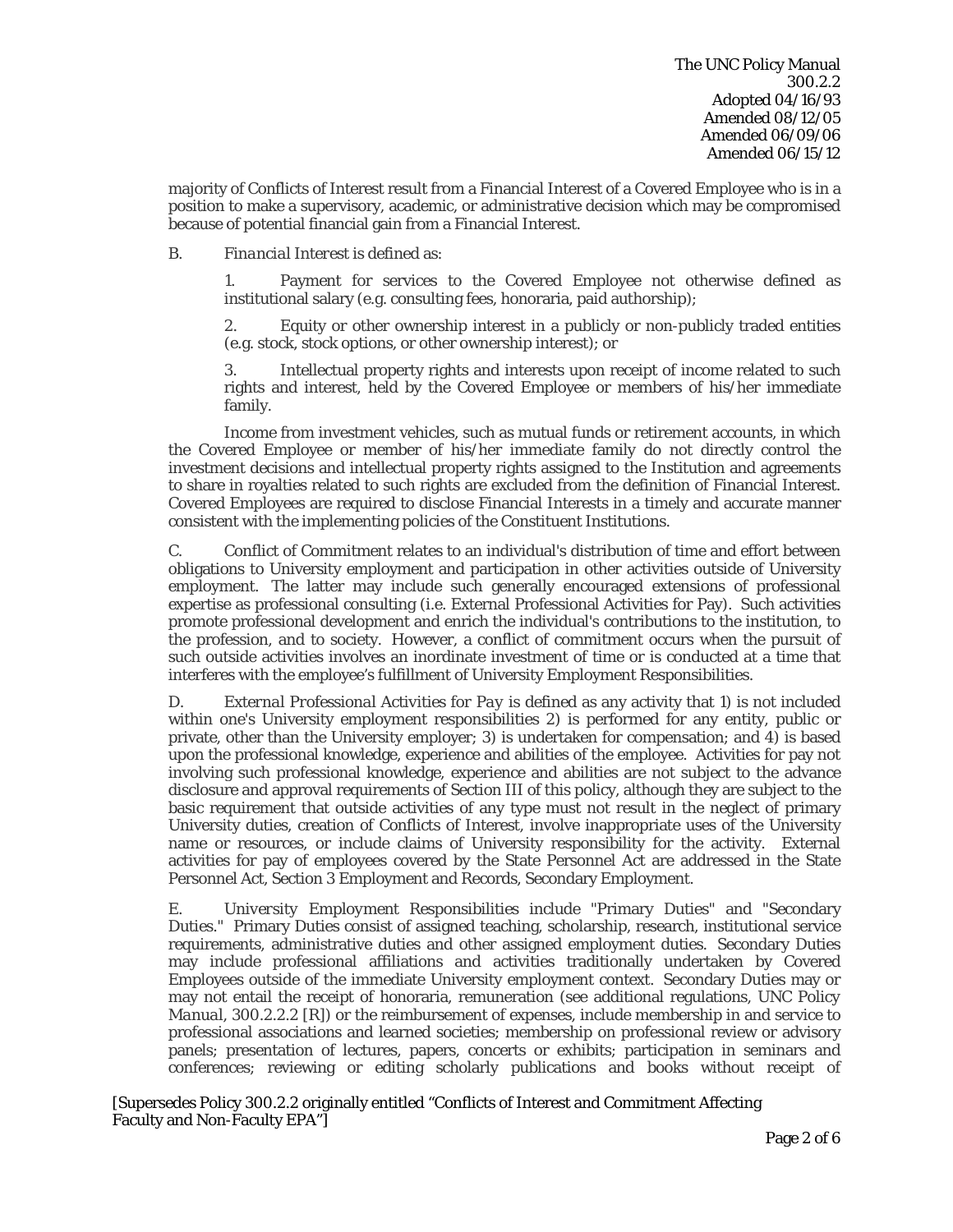majority of Conflicts of Interest result from a Financial Interest of a Covered Employee who is in a position to make a supervisory, academic, or administrative decision which may be compromised because of potential financial gain from a Financial Interest.

B. *Financial Interest* is defined as:

1. Payment for services to the Covered Employee not otherwise defined as institutional salary (e.g. consulting fees, honoraria, paid authorship);

2. Equity or other ownership interest in a publicly or non-publicly traded entities (e.g. stock, stock options, or other ownership interest); or

3. Intellectual property rights and interests upon receipt of income related to such rights and interest, held by the Covered Employee or members of his/her immediate family.

Income from investment vehicles, such as mutual funds or retirement accounts, in which the Covered Employee or member of his/her immediate family do not directly control the investment decisions and intellectual property rights assigned to the Institution and agreements to share in royalties related to such rights are excluded from the definition of Financial Interest. Covered Employees are required to disclose Financial Interests in a timely and accurate manner consistent with the implementing policies of the Constituent Institutions.

C. Conflict of Commitment relates to an individual's distribution of time and effort between obligations to University employment and participation in other activities outside of University employment. The latter may include such generally encouraged extensions of professional expertise as professional consulting (i.e. External Professional Activities for Pay). Such activities promote professional development and enrich the individual's contributions to the institution, to the profession, and to society. However, a conflict of commitment occurs when the pursuit of such outside activities involves an inordinate investment of time or is conducted at a time that interferes with the employee's fulfillment of University Employment Responsibilities.

D. *External Professional Activities for Pay* is defined as any activity that 1) is not included within one's University employment responsibilities 2) is performed for any entity, public or private, other than the University employer; 3) is undertaken for compensation; and 4) is based upon the professional knowledge, experience and abilities of the employee. Activities for pay not involving such professional knowledge, experience and abilities are not subject to the advance disclosure and approval requirements of Section III of this policy, although they are subject to the basic requirement that outside activities of any type must not result in the neglect of primary University duties, creation of Conflicts of Interest, involve inappropriate uses of the University name or resources, or include claims of University responsibility for the activity. External activities for pay of employees covered by the State Personnel Act are addressed in the State Personnel Act, Section 3 Employment and Records, Secondary Employment.

E. *University Employment Responsibilities* include "Primary Duties" and "Secondary Duties." Primary Duties consist of assigned teaching, scholarship, research, institutional service requirements, administrative duties and other assigned employment duties. Secondary Duties may include professional affiliations and activities traditionally undertaken by Covered Employees outside of the immediate University employment context. Secondary Duties may or may not entail the receipt of honoraria, remuneration (see additional regulations, *UNC Policy Manual*, 300.2.2.2 [R]) or the reimbursement of expenses, include membership in and service to professional associations and learned societies; membership on professional review or advisory panels; presentation of lectures, papers, concerts or exhibits; participation in seminars and conferences; reviewing or editing scholarly publications and books without receipt of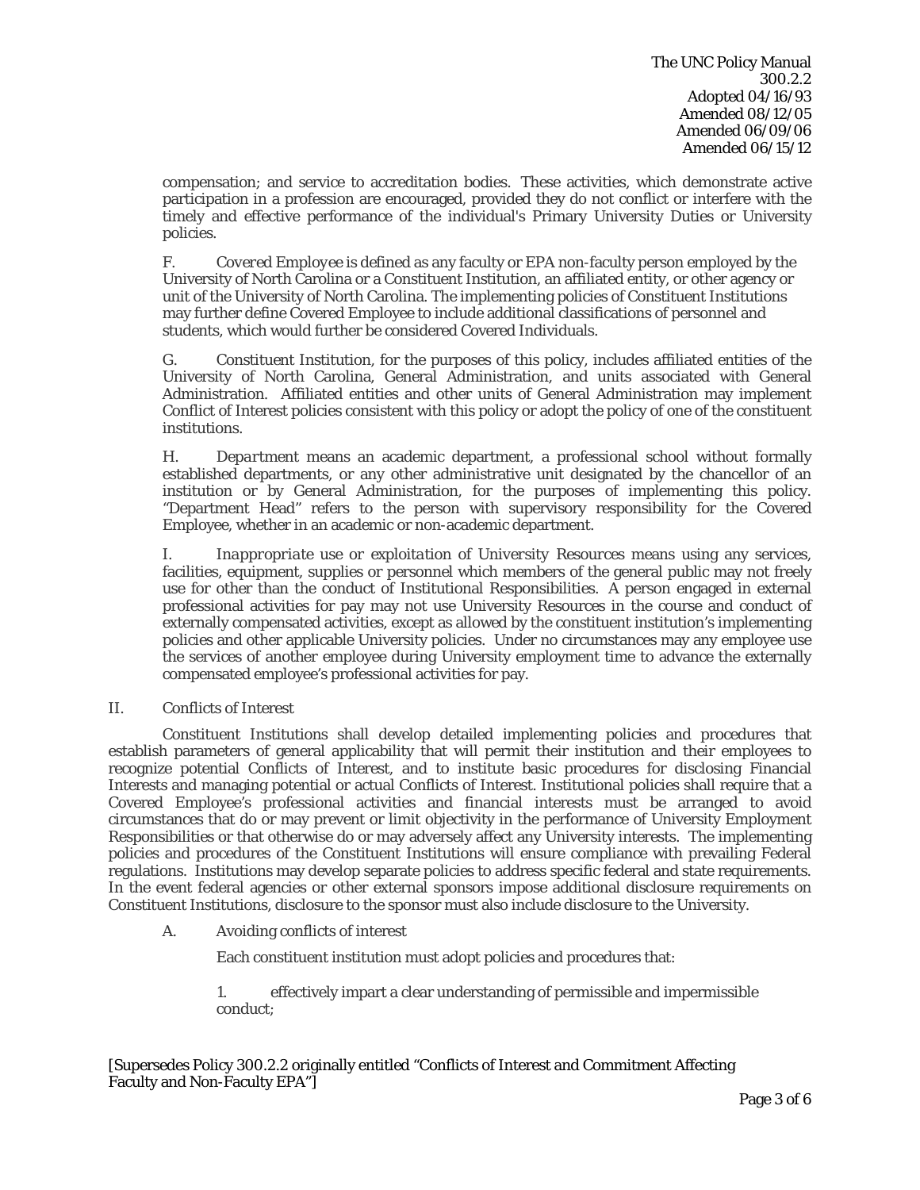compensation; and service to accreditation bodies. These activities, which demonstrate active participation in a profession are encouraged, provided they do not conflict or interfere with the timely and effective performance of the individual's Primary University Duties or University policies.

F. *Covered Employee* is defined as any faculty or EPA non-faculty person employed by the University of North Carolina or a Constituent Institution, an affiliated entity, or other agency or unit of the University of North Carolina. The implementing policies of Constituent Institutions may further define Covered Employee to include additional classifications of personnel and students, which would further be considered Covered Individuals.

G. *Constituent Institution*, for the purposes of this policy, includes affiliated entities of the University of North Carolina, General Administration, and units associated with General Administration. Affiliated entities and other units of General Administration may implement Conflict of Interest policies consistent with this policy or adopt the policy of one of the constituent institutions.

H. *Department* means an academic department, a professional school without formally established departments, or any other administrative unit designated by the chancellor of an institution or by General Administration, for the purposes of implementing this policy. "Department Head" refers to the person with supervisory responsibility for the Covered Employee, whether in an academic or non-academic department.

I. *Inappropriate use or exploitation of University Resources* means using any services, facilities, equipment, supplies or personnel which members of the general public may not freely use for other than the conduct of Institutional Responsibilities. A person engaged in external professional activities for pay may not use University Resources in the course and conduct of externally compensated activities, except as allowed by the constituent institution's implementing policies and other applicable University policies. Under no circumstances may any employee use the services of another employee during University employment time to advance the externally compensated employee's professional activities for pay.

II. Conflicts of Interest

Constituent Institutions shall develop detailed implementing policies and procedures that establish parameters of general applicability that will permit their institution and their employees to recognize potential Conflicts of Interest, and to institute basic procedures for disclosing Financial Interests and managing potential or actual Conflicts of Interest. Institutional policies shall require that a Covered Employee's professional activities and financial interests must be arranged to avoid circumstances that do or may prevent or limit objectivity in the performance of University Employment Responsibilities or that otherwise do or may adversely affect any University interests. The implementing policies and procedures of the Constituent Institutions will ensure compliance with prevailing Federal regulations. Institutions may develop separate policies to address specific federal and state requirements. In the event federal agencies or other external sponsors impose additional disclosure requirements on Constituent Institutions, disclosure to the sponsor must also include disclosure to the University.

A. Avoiding conflicts of interest

Each constituent institution must adopt policies and procedures that:

1. effectively impart a clear understanding of permissible and impermissible conduct;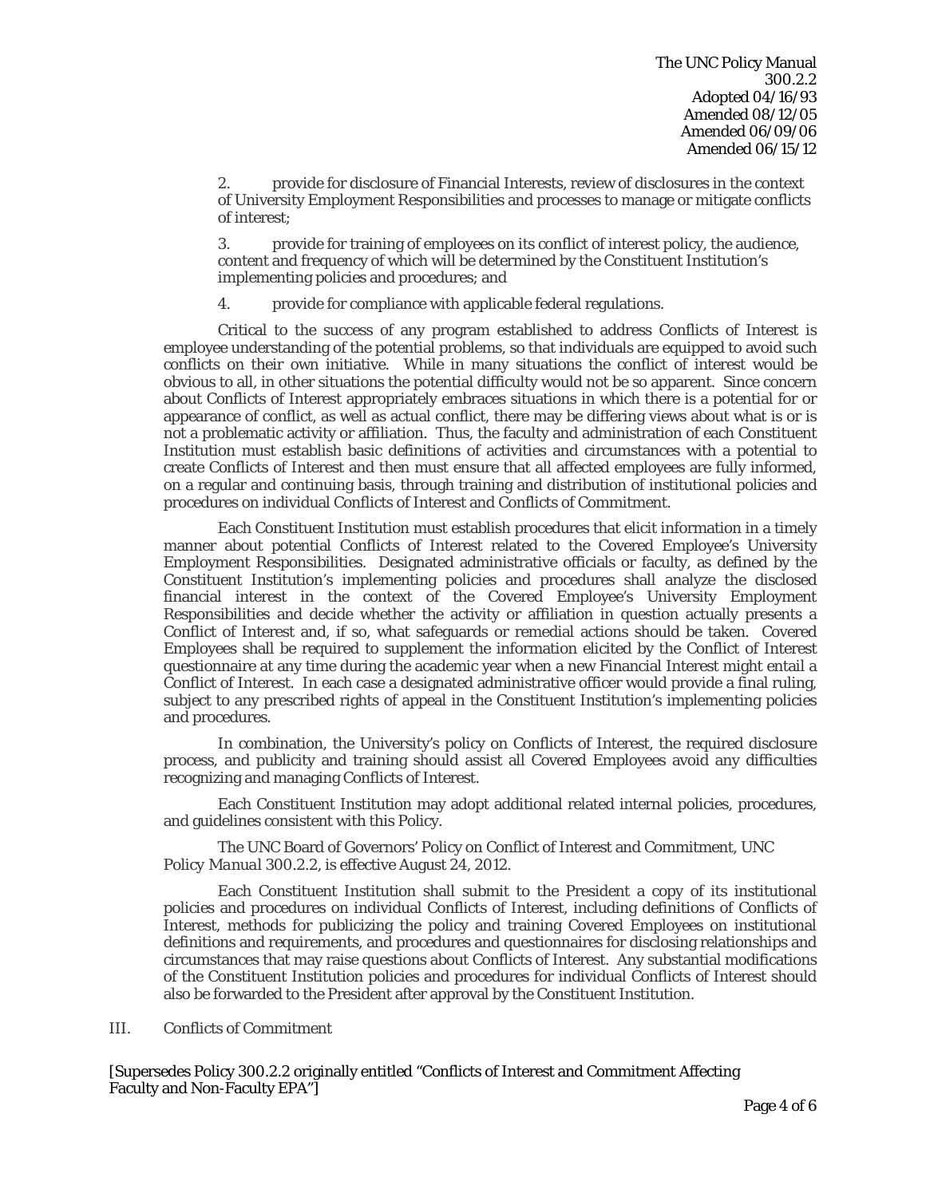2. provide for disclosure of Financial Interests, review of disclosures in the context of University Employment Responsibilities and processes to manage or mitigate conflicts of interest;

3. provide for training of employees on its conflict of interest policy, the audience, content and frequency of which will be determined by the Constituent Institution's implementing policies and procedures; and

4. provide for compliance with applicable federal regulations.

Critical to the success of any program established to address Conflicts of Interest is employee understanding of the potential problems, so that individuals are equipped to avoid such conflicts on their own initiative. While in many situations the conflict of interest would be obvious to all, in other situations the potential difficulty would not be so apparent. Since concern about Conflicts of Interest appropriately embraces situations in which there is a potential for or appearance of conflict, as well as actual conflict, there may be differing views about what is or is not a problematic activity or affiliation. Thus, the faculty and administration of each Constituent Institution must establish basic definitions of activities and circumstances with a potential to create Conflicts of Interest and then must ensure that all affected employees are fully informed, on a regular and continuing basis, through training and distribution of institutional policies and procedures on individual Conflicts of Interest and Conflicts of Commitment.

Each Constituent Institution must establish procedures that elicit information in a timely manner about potential Conflicts of Interest related to the Covered Employee's University Employment Responsibilities. Designated administrative officials or faculty, as defined by the Constituent Institution's implementing policies and procedures shall analyze the disclosed financial interest in the context of the Covered Employee's University Employment Responsibilities and decide whether the activity or affiliation in question actually presents a Conflict of Interest and, if so, what safeguards or remedial actions should be taken. Covered Employees shall be required to supplement the information elicited by the Conflict of Interest questionnaire at any time during the academic year when a new Financial Interest might entail a Conflict of Interest. In each case a designated administrative officer would provide a final ruling, subject to any prescribed rights of appeal in the Constituent Institution's implementing policies and procedures.

In combination, the University's policy on Conflicts of Interest, the required disclosure process, and publicity and training should assist all Covered Employees avoid any difficulties recognizing and managing Conflicts of Interest.

Each Constituent Institution may adopt additional related internal policies, procedures, and guidelines consistent with this Policy.

The UNC Board of Governors' Policy on Conflict of Interest and Commitment, UNC *Policy Manual 300.2.2*, is effective August 24, 2012.

Each Constituent Institution shall submit to the President a copy of its institutional policies and procedures on individual Conflicts of Interest, including definitions of Conflicts of Interest, methods for publicizing the policy and training Covered Employees on institutional definitions and requirements, and procedures and questionnaires for disclosing relationships and circumstances that may raise questions about Conflicts of Interest. Any substantial modifications of the Constituent Institution policies and procedures for individual Conflicts of Interest should also be forwarded to the President after approval by the Constituent Institution.

III. Conflicts of Commitment

[Supersedes Policy 300.2.2 originally entitled "Conflicts of Interest and Commitment Affecting Faculty and Non-Faculty EPA"]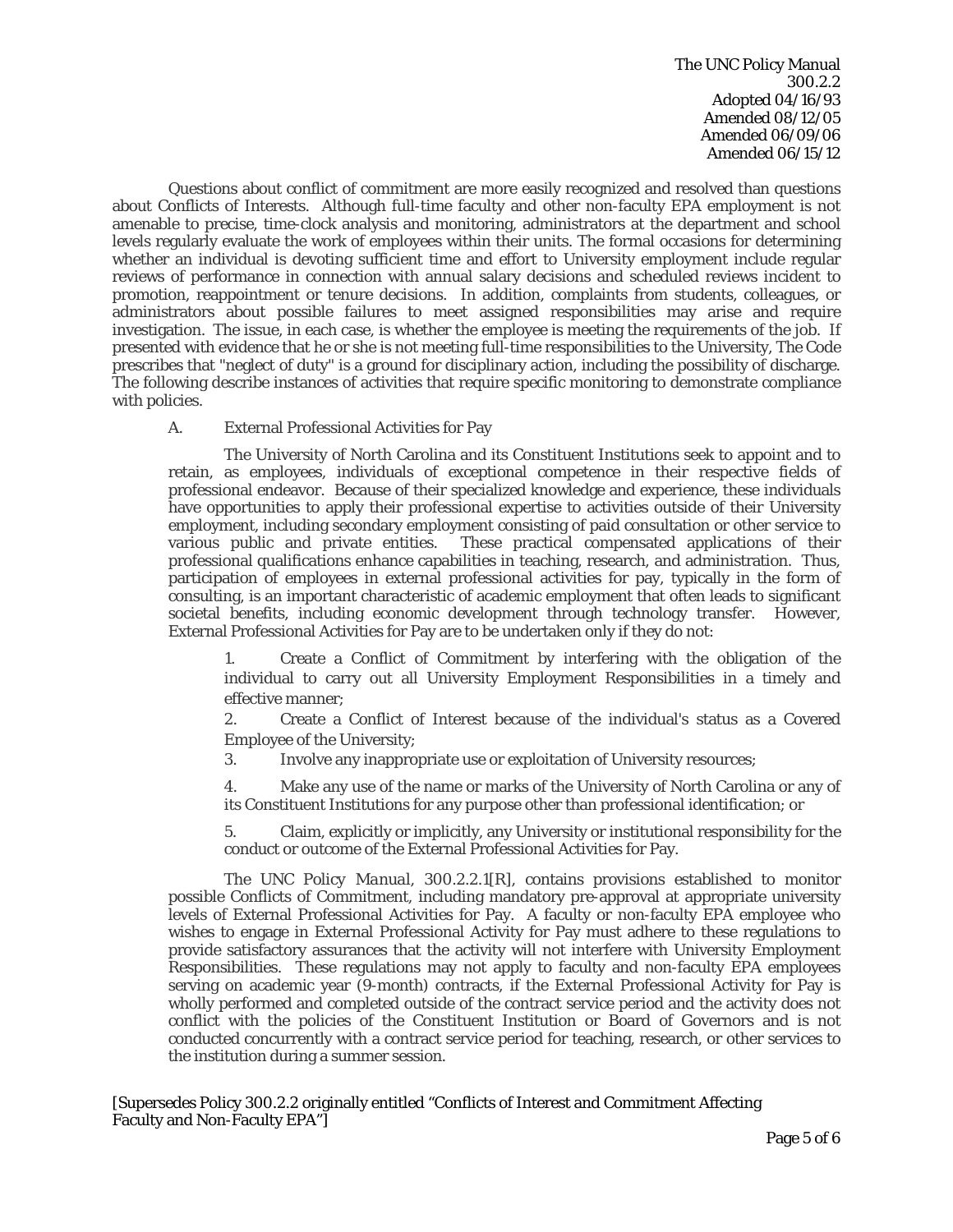Questions about conflict of commitment are more easily recognized and resolved than questions about Conflicts of Interests. Although full-time faculty and other non-faculty EPA employment is not amenable to precise, time-clock analysis and monitoring, administrators at the department and school levels regularly evaluate the work of employees within their units. The formal occasions for determining whether an individual is devoting sufficient time and effort to University employment include regular reviews of performance in connection with annual salary decisions and scheduled reviews incident to promotion, reappointment or tenure decisions. In addition, complaints from students, colleagues, or administrators about possible failures to meet assigned responsibilities may arise and require investigation. The issue, in each case, is whether the employee is meeting the requirements of the job. If presented with evidence that he or she is not meeting full-time responsibilities to the University, The Code prescribes that "neglect of duty" is a ground for disciplinary action, including the possibility of discharge. The following describe instances of activities that require specific monitoring to demonstrate compliance with policies.

A. External Professional Activities for Pay

The University of North Carolina and its Constituent Institutions seek to appoint and to retain, as employees, individuals of exceptional competence in their respective fields of professional endeavor. Because of their specialized knowledge and experience, these individuals have opportunities to apply their professional expertise to activities outside of their University employment, including secondary employment consisting of paid consultation or other service to various public and private entities. These practical compensated applications of their professional qualifications enhance capabilities in teaching, research, and administration. Thus, participation of employees in external professional activities for pay, typically in the form of consulting, is an important characteristic of academic employment that often leads to significant societal benefits, including economic development through technology transfer. However, External Professional Activities for Pay are to be undertaken only if they do not:

1. Create a Conflict of Commitment by interfering with the obligation of the individual to carry out all University Employment Responsibilities in a timely and effective manner;
2. Create a Conflict of Interest because of the individual's status as a Covered Employee of the University;
3. Involve any inappropriate use or exploitation of University resources;
4. Make any use of the name or marks of the University of North Carolina or any of its Constituent Institutions for any purpose other than professional identification; or
5. Claim, explicitly or implicitly, any University or institutional responsibility for the conduct or outcome of the External Professional Activities for Pay.

*The UNC Policy Manual*, 300.2.2.1[R], contains provisions established to monitor possible Conflicts of Commitment, including mandatory pre-approval at appropriate university levels of External Professional Activities for Pay. A faculty or non-faculty EPA employee who wishes to engage in External Professional Activity for Pay must adhere to these regulations to provide satisfactory assurances that the activity will not interfere with University Employment Responsibilities. These regulations may not apply to faculty and non-faculty EPA employees serving on academic year (9-month) contracts, if the External Professional Activity for Pay is wholly performed and completed outside of the contract service period and the activity does not conflict with the policies of the Constituent Institution or Board of Governors and is not conducted concurrently with a contract service period for teaching, research, or other services to the institution during a summer session.

[Supersedes Policy 300.2.2 originally entitled "Conflicts of Interest and Commitment Affecting Faculty and Non-Faculty EPA"]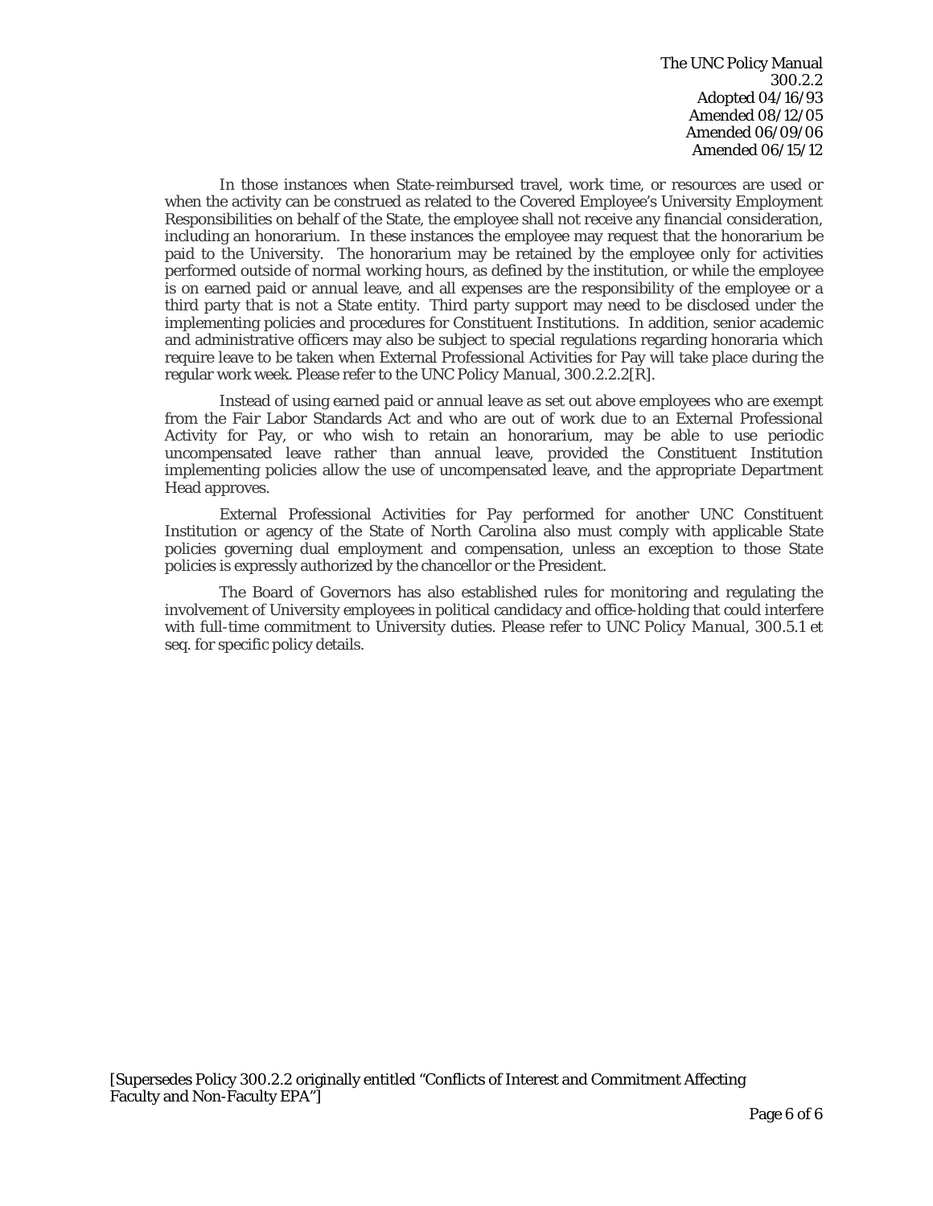In those instances when State-reimbursed travel, work time, or resources are used or when the activity can be construed as related to the Covered Employee's University Employment Responsibilities on behalf of the State, the employee shall not receive any financial consideration, including an honorarium. In these instances the employee may request that the honorarium be paid to the University. The honorarium may be retained by the employee only for activities performed outside of normal working hours, as defined by the institution, or while the employee is on earned paid or annual leave, and all expenses are the responsibility of the employee or a third party that is not a State entity. Third party support may need to be disclosed under the implementing policies and procedures for Constituent Institutions. In addition, senior academic and administrative officers may also be subject to special regulations regarding honoraria which require leave to be taken when External Professional Activities for Pay will take place during the regular work week. Please refer to the *UNC Policy Manual*, 300.2.2.2[R].

Instead of using earned paid or annual leave as set out above employees who are exempt from the Fair Labor Standards Act and who are out of work due to an External Professional Activity for Pay, or who wish to retain an honorarium, may be able to use periodic uncompensated leave rather than annual leave, provided the Constituent Institution implementing policies allow the use of uncompensated leave, and the appropriate Department Head approves.

External Professional Activities for Pay performed for another UNC Constituent Institution or agency of the State of North Carolina also must comply with applicable State policies governing dual employment and compensation, unless an exception to those State policies is expressly authorized by the chancellor or the President.

The Board of Governors has also established rules for monitoring and regulating the involvement of University employees in political candidacy and office-holding that could interfere with full-time commitment to University duties. Please refer to *UNC Policy Manual*, 300.5.1 et seq. for specific policy details.

[Supersedes Policy 300.2.2 originally entitled "Conflicts of Interest and Commitment Affecting Faculty and Non-Faculty EPA"]